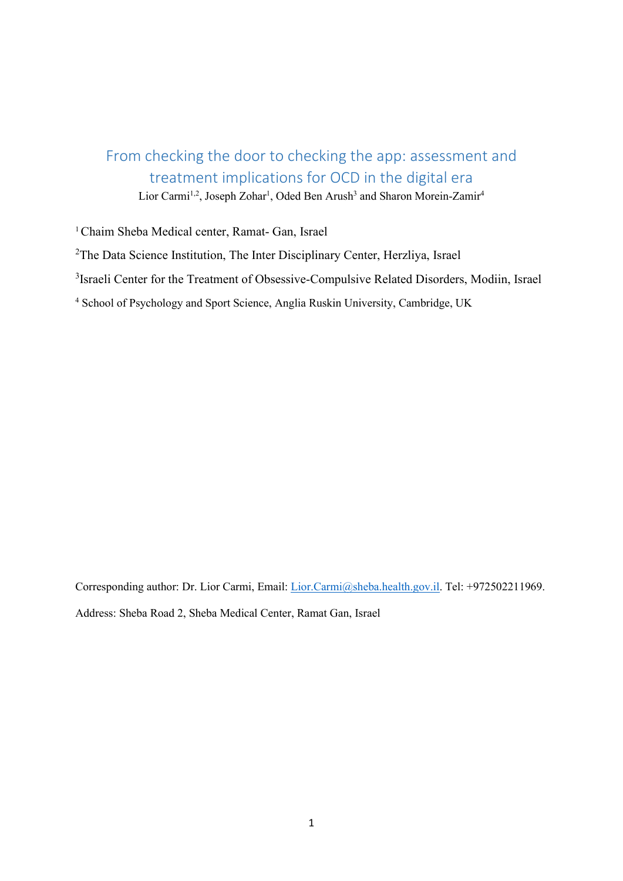# From checking the door to checking the app: assessment and treatment implications for OCD in the digital era

Lior Carmi[1,2], Joseph Zohar[1], Oded Ben Arush[3] and Sharon Morein-Zamir[4]

[1] Chaim Sheba Medical center, Ramat- Gan, Israel

[2] The Data Science Institution, The Inter Disciplinary Center, Herzliya, Israel

[3] Israeli Center for the Treatment of Obsessive-Compulsive Related Disorders, Modiin, Israel

[4] School of Psychology and Sport Science, Anglia Ruskin University, Cambridge, UK

Corresponding author: Dr. Lior Carmi, Email: Lior.Carmi@sheba.health.gov.il. Tel: +972502211969.

Address: Sheba Road 2, Sheba Medical Center, Ramat Gan, Israel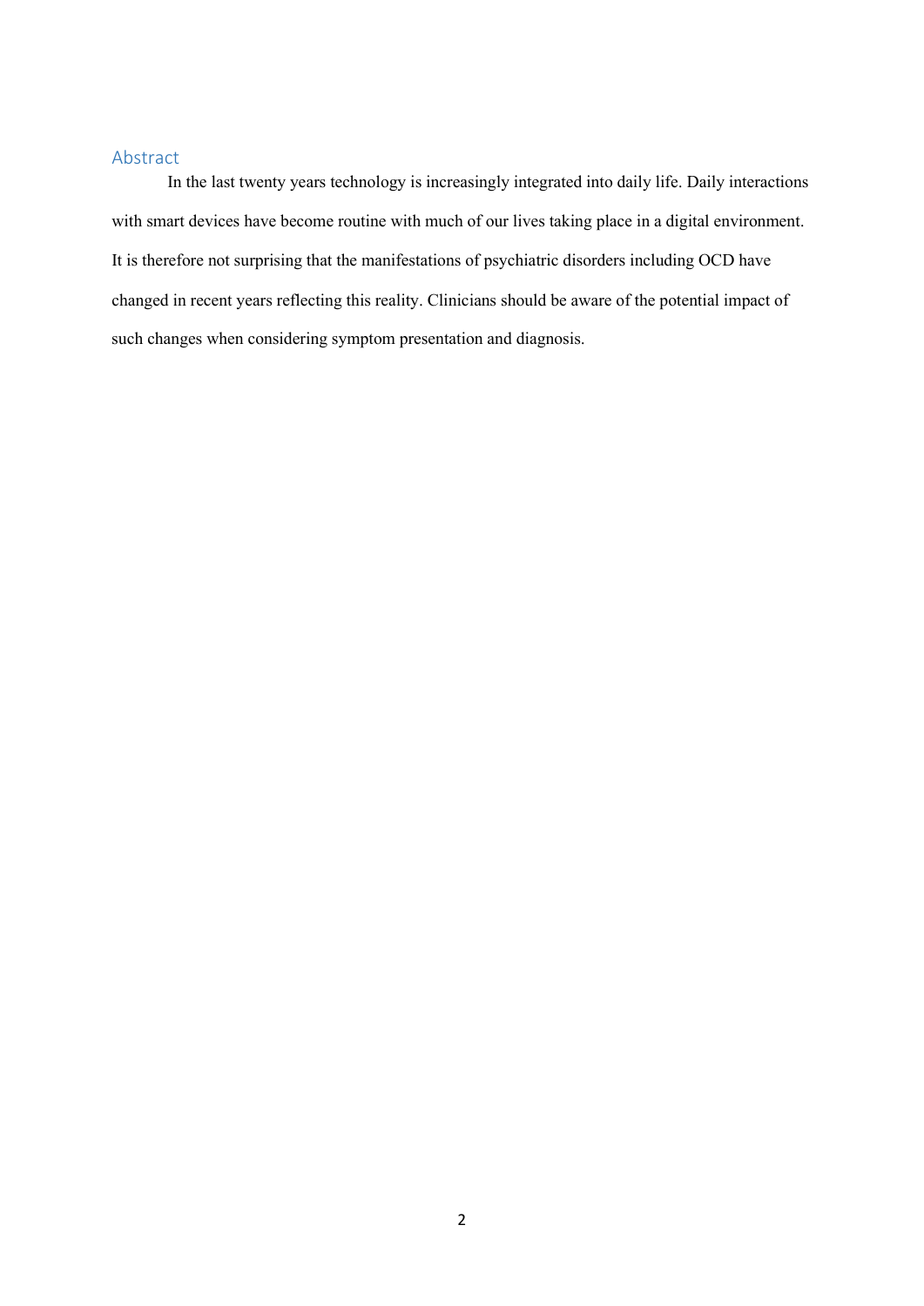## Abstract

In the last twenty years technology is increasingly integrated into daily life. Daily interactions with smart devices have become routine with much of our lives taking place in a digital environment. It is therefore not surprising that the manifestations of psychiatric disorders including OCD have changed in recent years reflecting this reality. Clinicians should be aware of the potential impact of such changes when considering symptom presentation and diagnosis.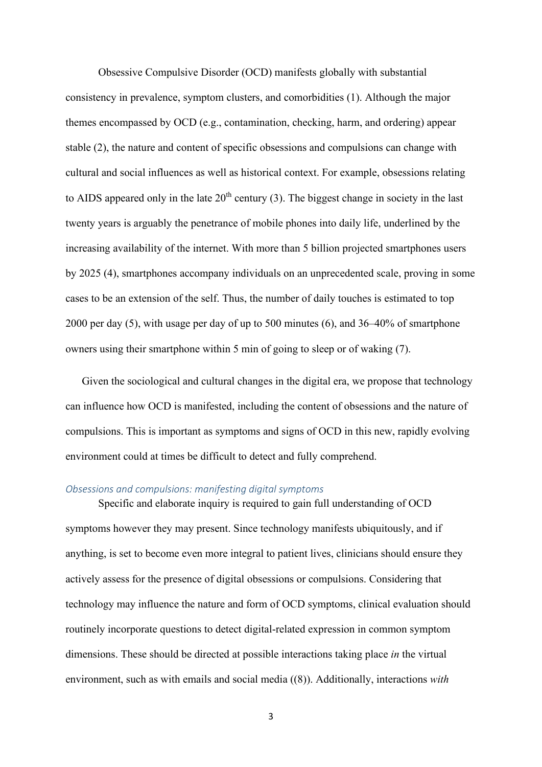Obsessive Compulsive Disorder (OCD) manifests globally with substantial consistency in prevalence, symptom clusters, and comorbidities (1). Although the major themes encompassed by OCD (e.g., contamination, checking, harm, and ordering) appear stable (2), the nature and content of specific obsessions and compulsions can change with cultural and social influences as well as historical context. For example, obsessions relating to AIDS appeared only in the late 20th century (3). The biggest change in society in the last twenty years is arguably the penetrance of mobile phones into daily life, underlined by the increasing availability of the internet. With more than 5 billion projected smartphones users by 2025 (4), smartphones accompany individuals on an unprecedented scale, proving in some cases to be an extension of the self. Thus, the number of daily touches is estimated to top 2000 per day (5), with usage per day of up to 500 minutes (6), and 36–40% of smartphone owners using their smartphone within 5 min of going to sleep or of waking (7).

Given the sociological and cultural changes in the digital era, we propose that technology can influence how OCD is manifested, including the content of obsessions and the nature of compulsions. This is important as symptoms and signs of OCD in this new, rapidly evolving environment could at times be difficult to detect and fully comprehend.

### *Obsessions and compulsions: manifesting digital symptoms*

Specific and elaborate inquiry is required to gain full understanding of OCD symptoms however they may present. Since technology manifests ubiquitously, and if anything, is set to become even more integral to patient lives, clinicians should ensure they actively assess for the presence of digital obsessions or compulsions. Considering that technology may influence the nature and form of OCD symptoms, clinical evaluation should routinely incorporate questions to detect digital-related expression in common symptom dimensions. These should be directed at possible interactions taking place *in* the virtual environment, such as with emails and social media ((8)). Additionally, interactions *with*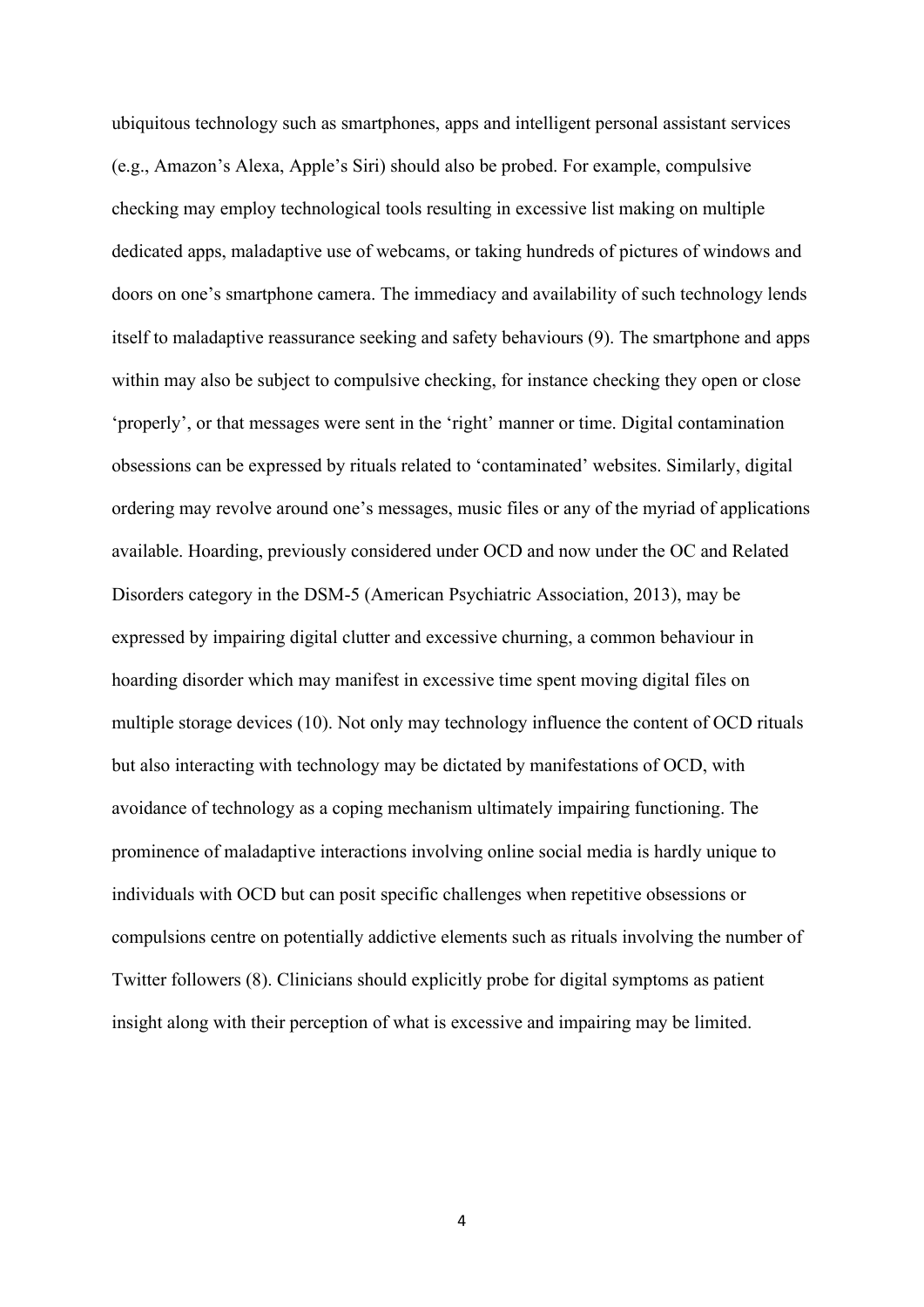ubiquitous technology such as smartphones, apps and intelligent personal assistant services (e.g., Amazon's Alexa, Apple's Siri) should also be probed. For example, compulsive checking may employ technological tools resulting in excessive list making on multiple dedicated apps, maladaptive use of webcams, or taking hundreds of pictures of windows and doors on one's smartphone camera. The immediacy and availability of such technology lends itself to maladaptive reassurance seeking and safety behaviours (9). The smartphone and apps within may also be subject to compulsive checking, for instance checking they open or close 'properly', or that messages were sent in the 'right' manner or time. Digital contamination obsessions can be expressed by rituals related to 'contaminated' websites. Similarly, digital ordering may revolve around one's messages, music files or any of the myriad of applications available. Hoarding, previously considered under OCD and now under the OC and Related Disorders category in the DSM-5 (American Psychiatric Association, 2013), may be expressed by impairing digital clutter and excessive churning, a common behaviour in hoarding disorder which may manifest in excessive time spent moving digital files on multiple storage devices (10). Not only may technology influence the content of OCD rituals but also interacting with technology may be dictated by manifestations of OCD, with avoidance of technology as a coping mechanism ultimately impairing functioning. The prominence of maladaptive interactions involving online social media is hardly unique to individuals with OCD but can posit specific challenges when repetitive obsessions or compulsions centre on potentially addictive elements such as rituals involving the number of Twitter followers (8). Clinicians should explicitly probe for digital symptoms as patient insight along with their perception of what is excessive and impairing may be limited.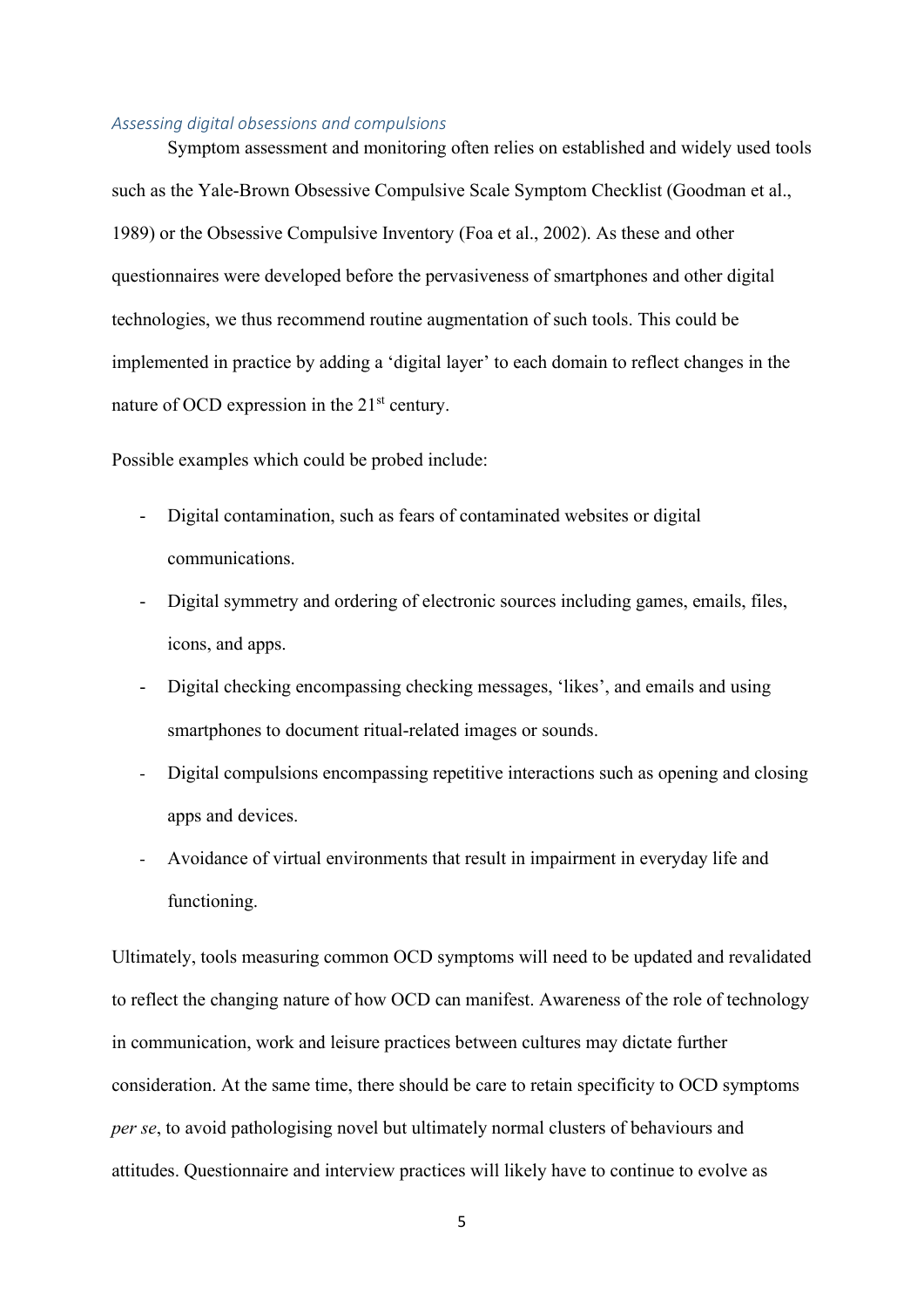### *Assessing digital obsessions and compulsions*

Symptom assessment and monitoring often relies on established and widely used tools such as the Yale-Brown Obsessive Compulsive Scale Symptom Checklist (Goodman et al., 1989) or the Obsessive Compulsive Inventory (Foa et al., 2002). As these and other questionnaires were developed before the pervasiveness of smartphones and other digital technologies, we thus recommend routine augmentation of such tools. This could be implemented in practice by adding a 'digital layer' to each domain to reflect changes in the nature of OCD expression in the 21st century.

Possible examples which could be probed include:

- Digital contamination, such as fears of contaminated websites or digital communications.
- Digital symmetry and ordering of electronic sources including games, emails, files, icons, and apps.
- Digital checking encompassing checking messages, 'likes', and emails and using smartphones to document ritual-related images or sounds.
- Digital compulsions encompassing repetitive interactions such as opening and closing apps and devices.
- Avoidance of virtual environments that result in impairment in everyday life and functioning.

Ultimately, tools measuring common OCD symptoms will need to be updated and revalidated to reflect the changing nature of how OCD can manifest. Awareness of the role of technology in communication, work and leisure practices between cultures may dictate further consideration. At the same time, there should be care to retain specificity to OCD symptoms *per se*, to avoid pathologising novel but ultimately normal clusters of behaviours and attitudes. Questionnaire and interview practices will likely have to continue to evolve as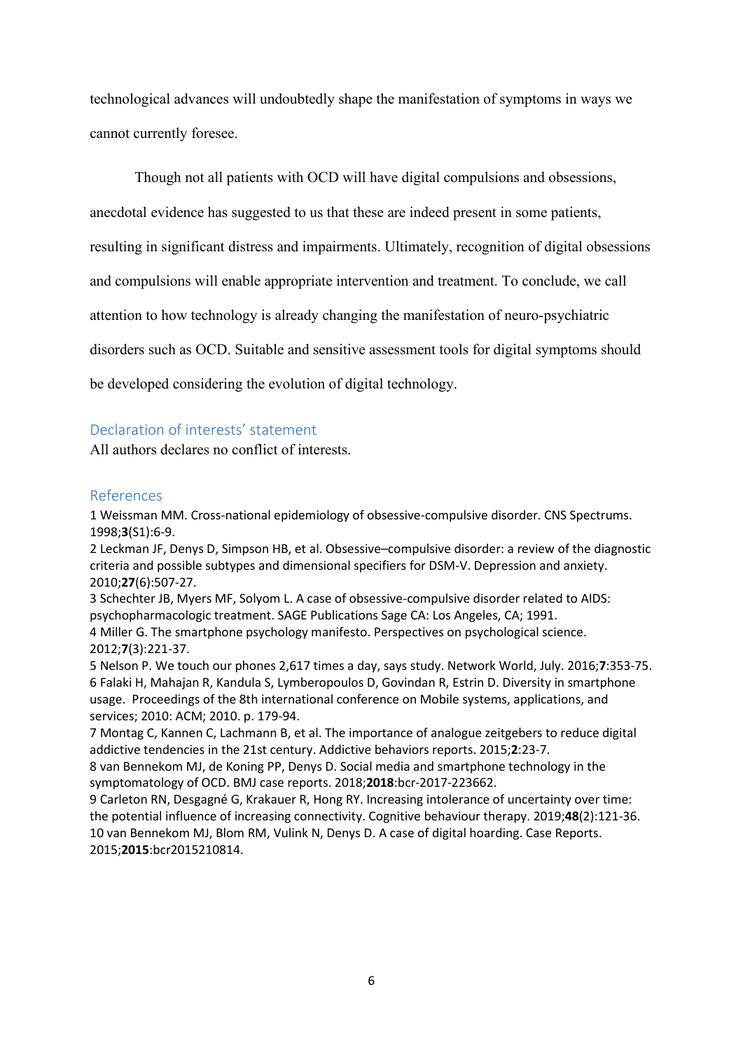technological advances will undoubtedly shape the manifestation of symptoms in ways we cannot currently foresee.

Though not all patients with OCD will have digital compulsions and obsessions, anecdotal evidence has suggested to us that these are indeed present in some patients, resulting in significant distress and impairments. Ultimately, recognition of digital obsessions and compulsions will enable appropriate intervention and treatment. To conclude, we call attention to how technology is already changing the manifestation of neuro-psychiatric disorders such as OCD. Suitable and sensitive assessment tools for digital symptoms should be developed considering the evolution of digital technology.

## Declaration of interests' statement

All authors declares no conflict of interests.

## References

1 Weissman MM. Cross-national epidemiology of obsessive-compulsive disorder. CNS Spectrums. 1998;**3**(S1):6-9.

2 Leckman JF, Denys D, Simpson HB, et al. Obsessive–compulsive disorder: a review of the diagnostic criteria and possible subtypes and dimensional specifiers for DSM-V. Depression and anxiety. 2010;**27**(6):507-27.

3 Schechter JB, Myers MF, Solyom L. A case of obsessive-compulsive disorder related to AIDS: psychopharmacologic treatment. SAGE Publications Sage CA: Los Angeles, CA; 1991.

4 Miller G. The smartphone psychology manifesto. Perspectives on psychological science. 2012;**7**(3):221-37.

5 Nelson P. We touch our phones 2,617 times a day, says study. Network World, July. 2016;**7**:353-75.

6 Falaki H, Mahajan R, Kandula S, Lymberopoulos D, Govindan R, Estrin D. Diversity in smartphone usage. Proceedings of the 8th international conference on Mobile systems, applications, and services; 2010: ACM; 2010. p. 179-94.

7 Montag C, Kannen C, Lachmann B, et al. The importance of analogue zeitgebers to reduce digital addictive tendencies in the 21st century. Addictive behaviors reports. 2015;**2**:23-7.

8 van Bennekom MJ, de Koning PP, Denys D. Social media and smartphone technology in the symptomatology of OCD. BMJ case reports. 2018;**2018**:bcr-2017-223662.

9 Carleton RN, Desgagné G, Krakauer R, Hong RY. Increasing intolerance of uncertainty over time: the potential influence of increasing connectivity. Cognitive behaviour therapy. 2019;**48**(2):121-36.

10 van Bennekom MJ, Blom RM, Vulink N, Denys D. A case of digital hoarding. Case Reports. 2015;**2015**:bcr2015210814.